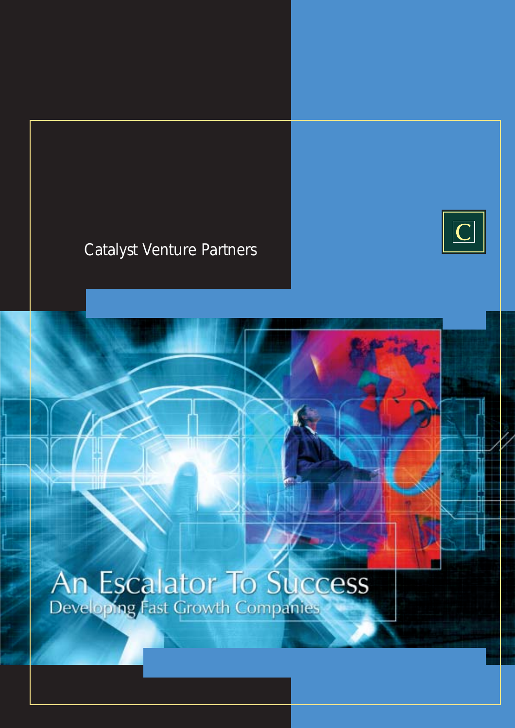Catalyst Venture Partners

C

# An Escalator To Success

## Developing Fast Growth Companies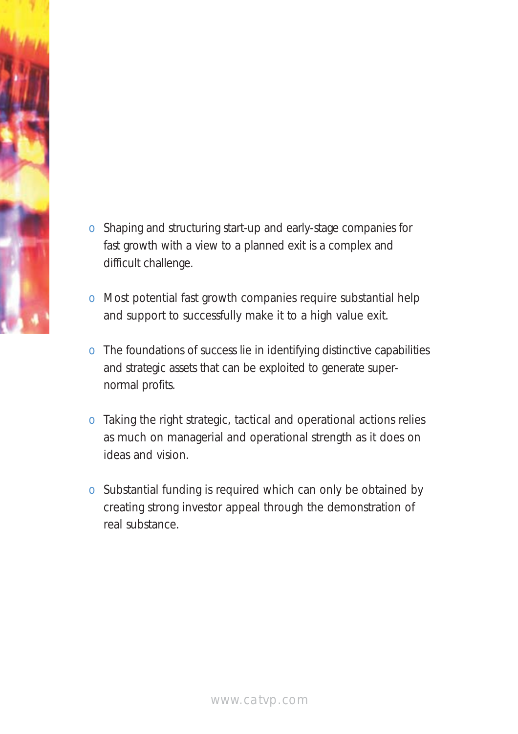- Shaping and structuring start-up and early-stage companies for fast growth with a view to a planned exit is a complex and difficult challenge.

- Most potential fast growth companies require substantial help and support to successfully make it to a high value exit.

- The foundations of success lie in identifying distinctive capabilities and strategic assets that can be exploited to generate super-normal profits.

- Taking the right strategic, tactical and operational actions relies as much on managerial and operational strength as it does on ideas and vision.

- Substantial funding is required which can only be obtained by creating strong investor appeal through the demonstration of real substance.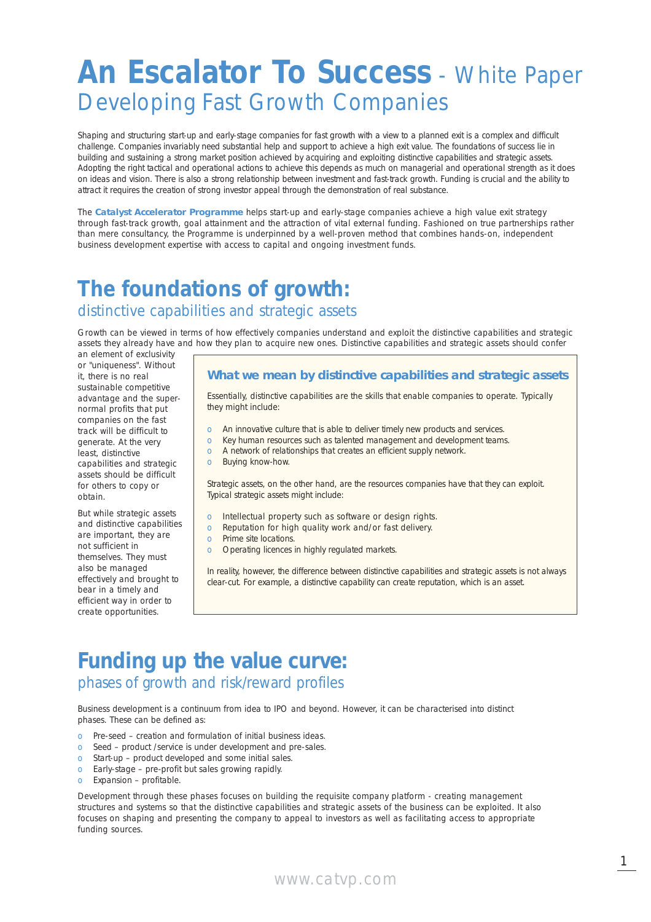# An Escalator To Success - White Paper

## Developing Fast Growth Companies

Shaping and structuring start-up and early-stage companies for fast growth with a view to a planned exit is a complex and difficult challenge. Companies invariably need substantial help and support to achieve a high exit value. The foundations of success lie in building and sustaining a strong market position achieved by acquiring and exploiting distinctive capabilities and strategic assets. Adopting the right tactical and operational actions to achieve this depends as much on managerial and operational strength as it does on ideas and vision. There is also a strong relationship between investment and fast-track growth. Funding is crucial and the ability to attract it requires the creation of strong investor appeal through the demonstration of real substance.

The **Catalyst Accelerator Programme** helps start-up and early-stage companies achieve a high value exit strategy through fast-track growth, goal attainment and the attraction of vital external funding. Fashioned on true partnerships rather than mere consultancy, the Programme is underpinned by a well-proven method that combines hands-on, independent business development expertise with access to capital and ongoing investment funds.

## The foundations of growth:

### distinctive capabilities and strategic assets

Growth can be viewed in terms of how effectively companies understand and exploit the distinctive capabilities and strategic assets they already have and how they plan to acquire new ones. Distinctive capabilities and strategic assets should confer an element of exclusivity or "uniqueness". Without it, there is no real sustainable competitive advantage and the super-normal profits that put companies on the fast track will be difficult to generate. At the very least, distinctive capabilities and strategic assets should be difficult for others to copy or obtain.

But while strategic assets and distinctive capabilities are important, they are not sufficient in themselves. They must also be managed effectively and brought to bear in a timely and efficient way in order to create opportunities.

#### What we mean by distinctive capabilities and strategic assets

Essentially, distinctive capabilities are the skills that enable companies to operate. Typically they might include:

- An innovative culture that is able to deliver timely new products and services.
- Key human resources such as talented management and development teams.
- A network of relationships that creates an efficient supply network.
- Buying know-how.

Strategic assets, on the other hand, are the resources companies have that they can exploit. Typical strategic assets might include:

- Intellectual property such as software or design rights.
- Reputation for high quality work and/or fast delivery.
- Prime site locations.
- Operating licences in highly regulated markets.

In reality, however, the difference between distinctive capabilities and strategic assets is not always clear-cut. For example, a distinctive capability can create reputation, which is an asset.

## Funding up the value curve:

### phases of growth and risk/reward profiles

Business development is a continuum from idea to IPO and beyond. However, it can be characterised into distinct phases. These can be defined as:

- Pre-seed – creation and formulation of initial business ideas.
- Seed – product /service is under development and pre-sales.
- Start-up – product developed and some initial sales.
- Early-stage – pre-profit but sales growing rapidly.
- Expansion – profitable.

Development through these phases focuses on building the requisite company platform - creating management structures and systems so that the distinctive capabilities and strategic assets of the business can be exploited. It also focuses on shaping and presenting the company to appeal to investors as well as facilitating access to appropriate funding sources.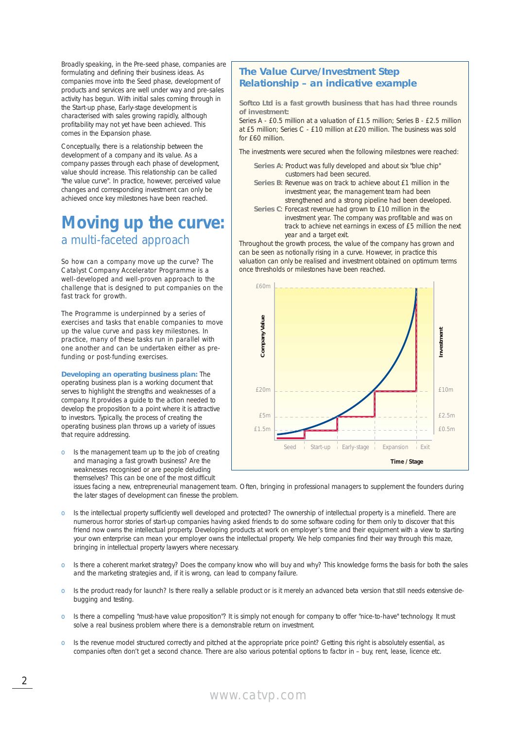Broadly speaking, in the Pre-seed phase, companies are formulating and defining their business ideas. As companies move into the Seed phase, development of products and services are well under way and pre-sales activity has begun. With initial sales coming through in the Start-up phase, Early-stage development is characterised with sales growing rapidly, although profitability may not yet have been achieved. This comes in the Expansion phase.

Conceptually, there is a relationship between the development of a company and its value. As a company passes through each phase of development, value should increase. This relationship can be called "the value curve". In practice, however, perceived value changes and corresponding investment can only be achieved once key milestones have been reached.

## The Value Curve/Investment Step Relationship – an indicative example

**Softco Ltd is a fast growth business that has had three rounds of investment:**
Series A - £0.5 million at a valuation of £1.5 million; Series B - £2.5 million at £5 million; Series C - £10 million at £20 million. The business was sold for £60 million.

The investments were secured when the following milestones were reached:

- **Series A:** Product was fully developed and about six "blue chip" customers had been secured.
- **Series B:** Revenue was on track to achieve about £1 million in the investment year, the management team had been strengthened and a strong pipeline had been developed.
- **Series C:** Forecast revenue had grown to £10 million in the investment year. The company was profitable and was on track to achieve net earnings in excess of £5 million the next year and a target exit.

Throughout the growth process, the value of the company has grown and can be seen as notionally rising in a curve. However, in practice this valuation can only be realised and investment obtained on optimum terms once thresholds or milestones have been reached.

# Moving up the curve:

## a multi-faceted approach

So how can a company move up the curve? The Catalyst Company Accelerator Programme is a well-developed and well-proven approach to the challenge that is designed to put companies on the fast track for growth.

The Programme is underpinned by a series of exercises and tasks that enable companies to move up the value curve and pass key milestones. In practice, many of these tasks run in parallel with one another and can be undertaken either as pre-funding or post-funding exercises.

**Developing an operating business plan:** The operating business plan is a working document that serves to highlight the strengths and weaknesses of a company. It provides a guide to the action needed to develop the proposition to a point where it is attractive to investors. Typically, the process of creating the operating business plan throws up a variety of issues that require addressing.

- Is the management team up to the job of creating and managing a fast growth business? Are the weaknesses recognised or are people deluding themselves? This can be one of the most difficult issues facing a new, entrepreneurial management team. Often, bringing in professional managers to supplement the founders during the later stages of development can finesse the problem.
- Is the intellectual property sufficiently well developed and protected? The ownership of intellectual property is a minefield. There are numerous horror stories of start-up companies having asked friends to do some software coding for them only to discover that this friend now owns the intellectual property. Developing products at work on employer's time and their equipment with a view to starting your own enterprise can mean your employer owns the intellectual property. We help companies find their way through this maze, bringing in intellectual property lawyers where necessary.
- Is there a coherent market strategy? Does the company know who will buy and why? This knowledge forms the basis for both the sales and the marketing strategies and, if it is wrong, can lead to company failure.
- Is the product ready for launch? Is there really a sellable product or is it merely an advanced beta version that still needs extensive de-bugging and testing.
- Is there a compelling "must-have value proposition"? It is simply not enough for company to offer "nice-to-have" technology. It must solve a real business problem where there is a demonstrable return on investment.
- Is the revenue model structured correctly and pitched at the appropriate price point? Getting this right is absolutely essential, as companies often don't get a second chance. There are also various potential options to factor in – buy, rent, lease, licence etc.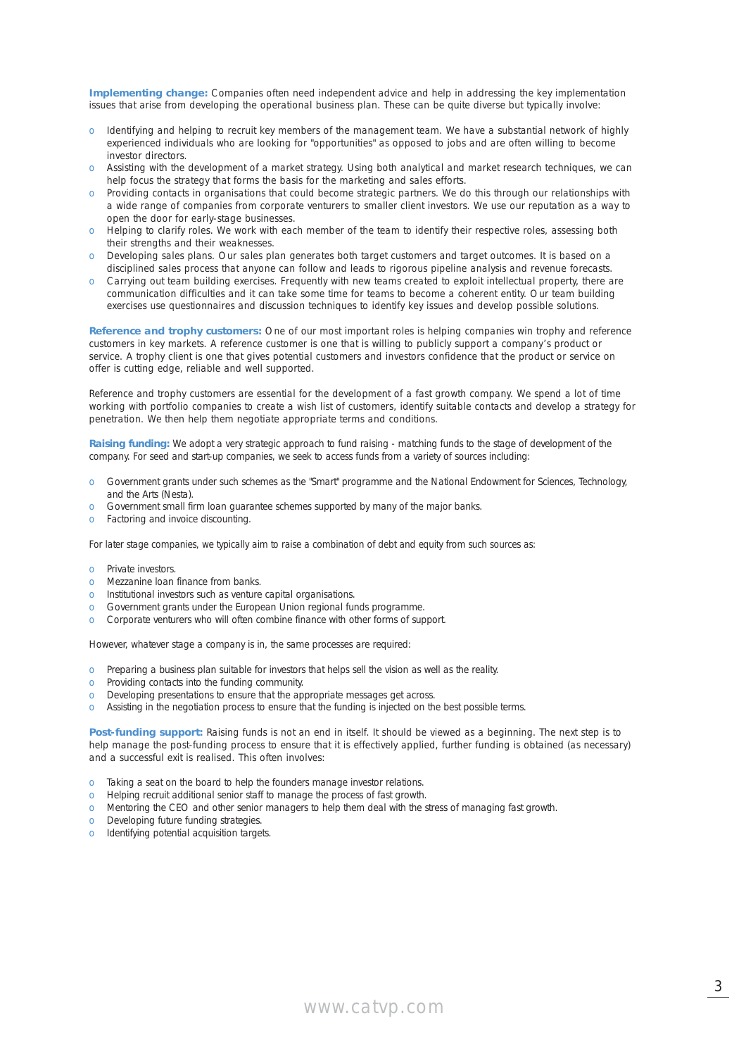**Implementing change:** Companies often need independent advice and help in addressing the key implementation issues that arise from developing the operational business plan. These can be quite diverse but typically involve:

- Identifying and helping to recruit key members of the management team. We have a substantial network of highly experienced individuals who are looking for "opportunities" as opposed to jobs and are often willing to become investor directors.
- Assisting with the development of a market strategy. Using both analytical and market research techniques, we can help focus the strategy that forms the basis for the marketing and sales efforts.
- Providing contacts in organisations that could become strategic partners. We do this through our relationships with a wide range of companies from corporate venturers to smaller client investors. We use our reputation as a way to open the door for early-stage businesses.
- Helping to clarify roles. We work with each member of the team to identify their respective roles, assessing both their strengths and their weaknesses.
- Developing sales plans. Our sales plan generates both target customers and target outcomes. It is based on a disciplined sales process that anyone can follow and leads to rigorous pipeline analysis and revenue forecasts.
- Carrying out team building exercises. Frequently with new teams created to exploit intellectual property, there are communication difficulties and it can take some time for teams to become a coherent entity. Our team building exercises use questionnaires and discussion techniques to identify key issues and develop possible solutions.

**Reference and trophy customers:** One of our most important roles is helping companies win trophy and reference customers in key markets. A reference customer is one that is willing to publicly support a company's product or service. A trophy client is one that gives potential customers and investors confidence that the product or service on offer is cutting edge, reliable and well supported.

Reference and trophy customers are essential for the development of a fast growth company. We spend a lot of time working with portfolio companies to create a wish list of customers, identify suitable contacts and develop a strategy for penetration. We then help them negotiate appropriate terms and conditions.

**Raising funding:** We adopt a very strategic approach to fund raising - matching funds to the stage of development of the company. For seed and start-up companies, we seek to access funds from a variety of sources including:

- Government grants under such schemes as the "Smart" programme and the National Endowment for Sciences, Technology, and the Arts (Nesta).
- Government small firm loan guarantee schemes supported by many of the major banks.
- Factoring and invoice discounting.

For later stage companies, we typically aim to raise a combination of debt and equity from such sources as:

- Private investors.
- Mezzanine loan finance from banks.
- Institutional investors such as venture capital organisations.
- Government grants under the European Union regional funds programme.
- Corporate venturers who will often combine finance with other forms of support.

However, whatever stage a company is in, the same processes are required:

- Preparing a business plan suitable for investors that helps sell the vision as well as the reality.
- Providing contacts into the funding community.
- Developing presentations to ensure that the appropriate messages get across.
- Assisting in the negotiation process to ensure that the funding is injected on the best possible terms.

**Post-funding support:** Raising funds is not an end in itself. It should be viewed as a beginning. The next step is to help manage the post-funding process to ensure that it is effectively applied, further funding is obtained (as necessary) and a successful exit is realised. This often involves:

- Taking a seat on the board to help the founders manage investor relations.
- Helping recruit additional senior staff to manage the process of fast growth.
- Mentoring the CEO and other senior managers to help them deal with the stress of managing fast growth.
- Developing future funding strategies.
- Identifying potential acquisition targets.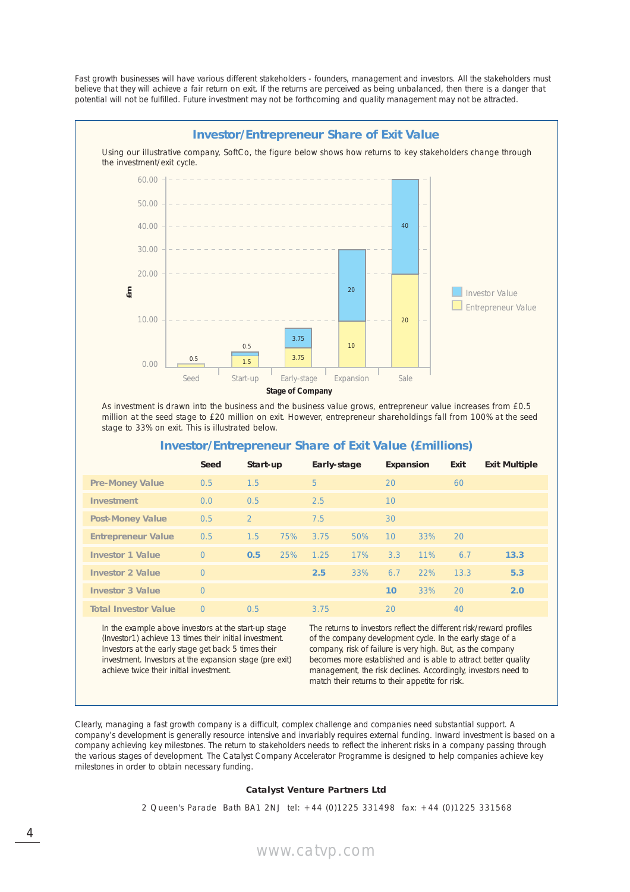Fast growth businesses will have various different stakeholders - founders, management and investors. All the stakeholders must believe that they will achieve a fair return on exit. If the returns are perceived as being unbalanced, then there is a danger that potential will not be fulfilled. Future investment may not be forthcoming and quality management may not be attracted.

## Investor/Entrepreneur Share of Exit Value

Using our illustrative company, SoftCo, the figure below shows how returns to key stakeholders change through the investment/exit cycle.

As investment is drawn into the business and the business value grows, entrepreneur value increases from £0.5 million at the seed stage to £20 million on exit. However, entrepreneur shareholdings fall from 100% at the seed stage to 33% on exit. This is illustrated below.

## Investor/Entrepreneur Share of Exit Value (£millions)

| | Seed | Start-up | | Early-stage | | Expansion | | Exit | Exit Multiple |
|---|---|---|---|---|---|---|---|---|---|
| **Pre-Money Value** | 0.5 | 1.5 | | 5 | | 20 | | 60 | |
| **Investment** | 0.0 | 0.5 | | 2.5 | | 10 | | | |
| **Post-Money Value** | 0.5 | 2 | | 7.5 | | 30 | | | |
| **Entrepreneur Value** | 0.5 | 1.5 | 75% | 3.75 | 50% | 10 | 33% | 20 | |
| **Investor 1 Value** | 0 | **0.5** | 25% | 1.25 | 17% | 3.3 | 11% | 6.7 | **13.3** |
| **Investor 2 Value** | 0 | | | **2.5** | 33% | 6.7 | 22% | 13.3 | **5.3** |
| **Investor 3 Value** | 0 | | | | | **10** | 33% | 20 | **2.0** |
| **Total Investor Value** | 0 | 0.5 | | 3.75 | | 20 | | 40 | |

In the example above investors at the start-up stage (Investor1) achieve 13 times their initial investment. Investors at the early stage get back 5 times their investment. Investors at the expansion stage (pre exit) achieve twice their initial investment.

The returns to investors reflect the different risk/reward profiles of the company development cycle. In the early stage of a company, risk of failure is very high. But, as the company becomes more established and is able to attract better quality management, the risk declines. Accordingly, investors need to match their returns to their appetite for risk.

Clearly, managing a fast growth company is a difficult, complex challenge and companies need substantial support. A company's development is generally resource intensive and invariably requires external funding. Inward investment is based on a company achieving key milestones. The return to stakeholders needs to reflect the inherent risks in a company passing through the various stages of development. The Catalyst Company Accelerator Programme is designed to help companies achieve key milestones in order to obtain necessary funding.

**Catalyst Venture Partners Ltd**

2 Queen's Parade Bath BA1 2NJ tel: +44 (0)1225 331498 fax: +44 (0)1225 331568

www.catvp.com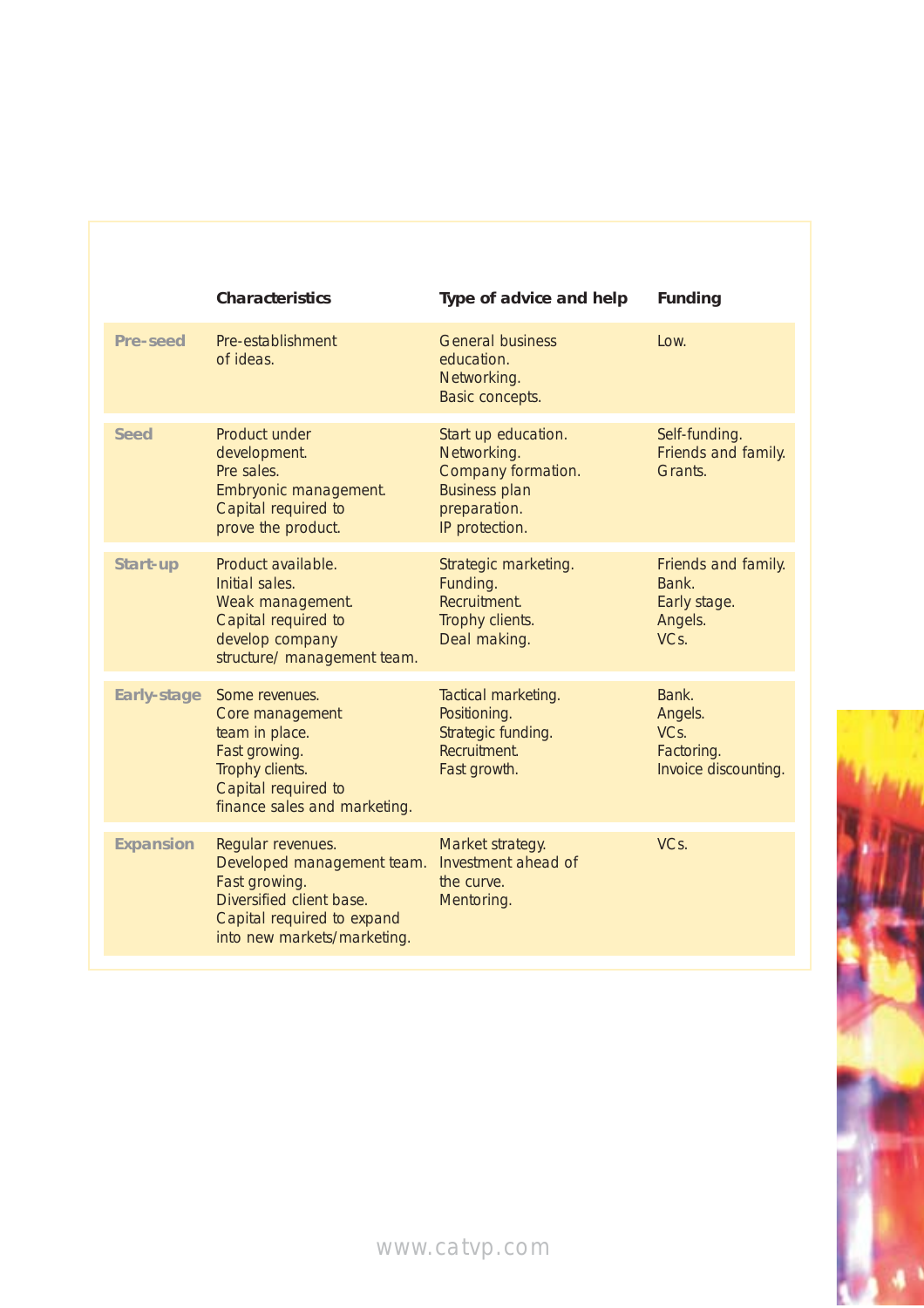| | Characteristics | Type of advice and help | Funding |
|---|---|---|---|
| Pre-seed | Pre-establishment of ideas. | General business education. Networking. Basic concepts. | Low. |
| Seed | Product under development. Pre sales. Embryonic management. Capital required to prove the product. | Start up education. Networking. Company formation. Business plan preparation. IP protection. | Self-funding. Friends and family. Grants. |
| Start-up | Product available. Initial sales. Weak management. Capital required to develop company structure/ management team. | Strategic marketing. Funding. Recruitment. Trophy clients. Deal making. | Friends and family. Bank. Early stage. Angels. VCs. |
| Early-stage | Some revenues. Core management team in place. Fast growing. Trophy clients. Capital required to finance sales and marketing. | Tactical marketing. Positioning. Strategic funding. Recruitment. Fast growth. | Bank. Angels. VCs. Factoring. Invoice discounting. |
| Expansion | Regular revenues. Developed management team. Fast growing. Diversified client base. Capital required to expand into new markets/marketing. | Market strategy. Investment ahead of the curve. Mentoring. | VCs. |

www.catvp.com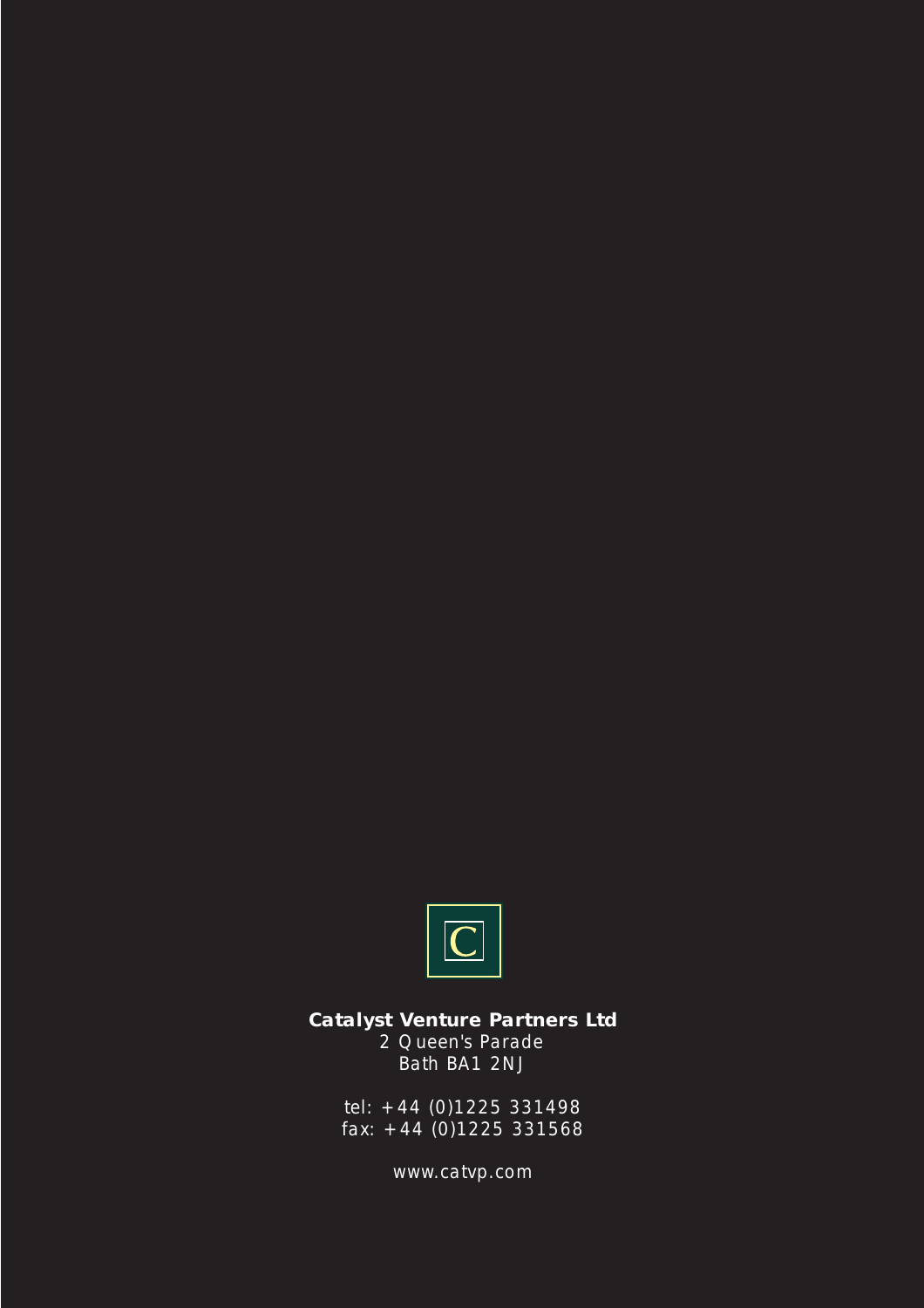C

**Catalyst Venture Partners Ltd**
2 Queen's Parade
Bath BA1 2NJ

tel: +44 (0)1225 331498
fax: +44 (0)1225 331568

www.catvp.com